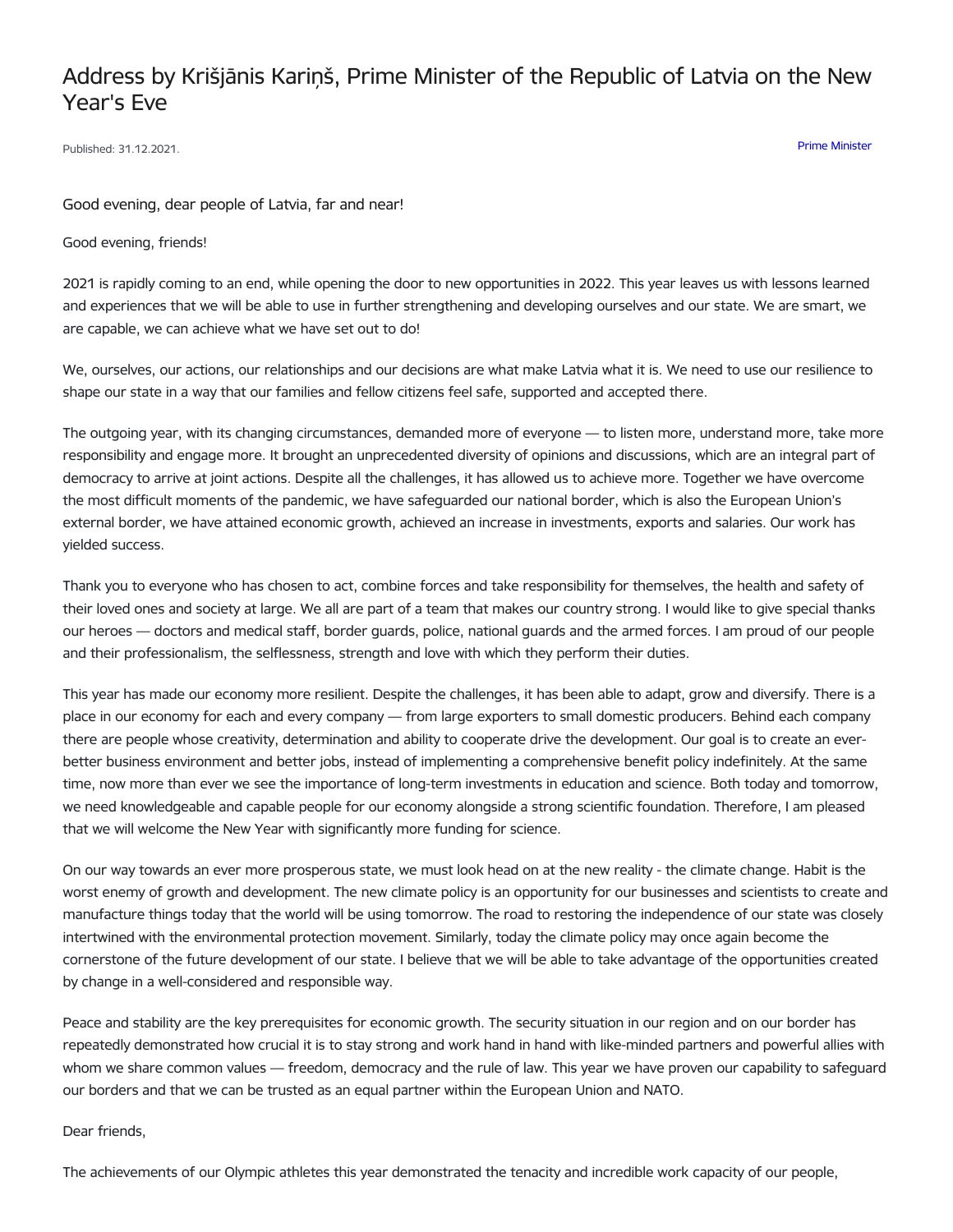# Address by Krišjānis Kariņš, Prime Minister of the Republic of Latvia on the New Year's Eve

Published: 31.12.2021.

Prime Minister

Good evening, dear people of Latvia, far and near!

Good evening, friends!

2021 is rapidly coming to an end, while opening the door to new opportunities in 2022. This year leaves us with lessons learned and experiences that we will be able to use in further strengthening and developing ourselves and our state. We are smart, we are capable, we can achieve what we have set out to do!

We, ourselves, our actions, our relationships and our decisions are what make Latvia what it is. We need to use our resilience to shape our state in a way that our families and fellow citizens feel safe, supported and accepted there.

The outgoing year, with its changing circumstances, demanded more of everyone — to listen more, understand more, take more responsibility and engage more. It brought an unprecedented diversity of opinions and discussions, which are an integral part of democracy to arrive at joint actions. Despite all the challenges, it has allowed us to achieve more. Together we have overcome the most difficult moments of the pandemic, we have safeguarded our national border, which is also the European Union's external border, we have attained economic growth, achieved an increase in investments, exports and salaries. Our work has yielded success.

Thank you to everyone who has chosen to act, combine forces and take responsibility for themselves, the health and safety of their loved ones and society at large. We all are part of a team that makes our country strong. I would like to give special thanks our heroes — doctors and medical staff, border guards, police, national guards and the armed forces. I am proud of our people and their professionalism, the selflessness, strength and love with which they perform their duties.

This year has made our economy more resilient. Despite the challenges, it has been able to adapt, grow and diversify. There is a place in our economy for each and every company — from large exporters to small domestic producers. Behind each company there are people whose creativity, determination and ability to cooperate drive the development. Our goal is to create an ever-better business environment and better jobs, instead of implementing a comprehensive benefit policy indefinitely. At the same time, now more than ever we see the importance of long-term investments in education and science. Both today and tomorrow, we need knowledgeable and capable people for our economy alongside a strong scientific foundation. Therefore, I am pleased that we will welcome the New Year with significantly more funding for science.

On our way towards an ever more prosperous state, we must look head on at the new reality - the climate change. Habit is the worst enemy of growth and development. The new climate policy is an opportunity for our businesses and scientists to create and manufacture things today that the world will be using tomorrow. The road to restoring the independence of our state was closely intertwined with the environmental protection movement. Similarly, today the climate policy may once again become the cornerstone of the future development of our state. I believe that we will be able to take advantage of the opportunities created by change in a well-considered and responsible way.

Peace and stability are the key prerequisites for economic growth. The security situation in our region and on our border has repeatedly demonstrated how crucial it is to stay strong and work hand in hand with like-minded partners and powerful allies with whom we share common values — freedom, democracy and the rule of law. This year we have proven our capability to safeguard our borders and that we can be trusted as an equal partner within the European Union and NATO.

Dear friends,

The achievements of our Olympic athletes this year demonstrated the tenacity and incredible work capacity of our people,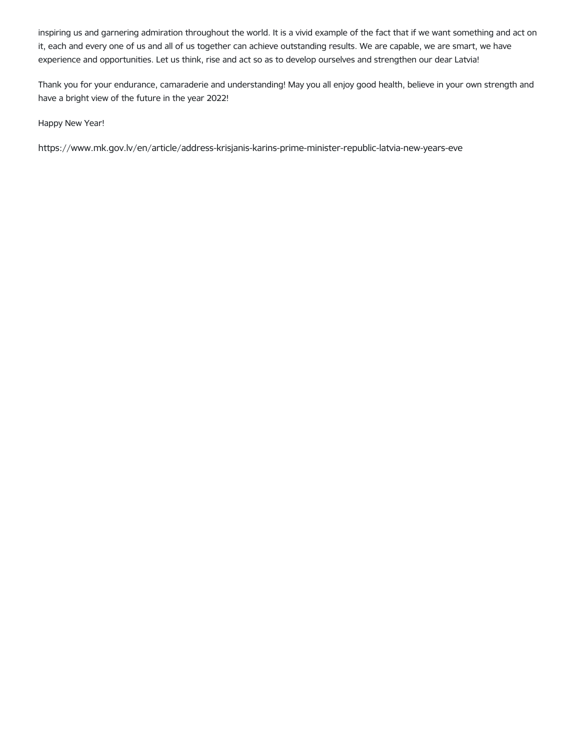inspiring us and garnering admiration throughout the world. It is a vivid example of the fact that if we want something and act on it, each and every one of us and all of us together can achieve outstanding results. We are capable, we are smart, we have experience and opportunities. Let us think, rise and act so as to develop ourselves and strengthen our dear Latvia!

Thank you for your endurance, camaraderie and understanding! May you all enjoy good health, believe in your own strength and have a bright view of the future in the year 2022!

Happy New Year!

https://www.mk.gov.lv/en/article/address-krisjanis-karins-prime-minister-republic-latvia-new-years-eve